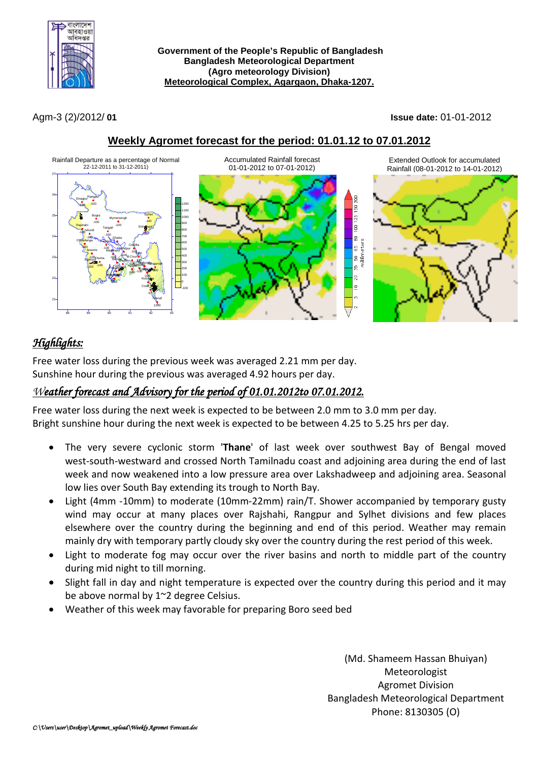**Government of the People's Republic of Bangladesh**
**Bangladesh Meteorological Department**
**(Agro meteorology Division)**
**Meteorological Complex, Agargaon, Dhaka-1207.**

Agm-3 (2)/2012/ **01**

**Issue date:** 01-01-2012

## Weekly Agromet forecast for the period: 01.01.12 to 07.01.2012

Rainfall Departure as a percentage of Normal 22-12-2011 to 31-12-2011)

Accumulated Rainfall forecast 01-01-2012 to 07-01-2012)

Extended Outlook for accumulated Rainfall (08-01-2012 to 14-01-2012)

## *Highlights:*

Free water loss during the previous week was averaged 2.21 mm per day.
Sunshine hour during the previous was averaged 4.92 hours per day.

### *Weather forecast and Advisory for the period of 01.01.2012to 07.01.2012.*

Free water loss during the next week is expected to be between 2.0 mm to 3.0 mm per day.
Bright sunshine hour during the next week is expected to be between 4.25 to 5.25 hrs per day.

- The very severe cyclonic storm '**Thane**' of last week over southwest Bay of Bengal moved west-south-westward and crossed North Tamilnadu coast and adjoining area during the end of last week and now weakened into a low pressure area over Lakshadweep and adjoining area. Seasonal low lies over South Bay extending its trough to North Bay.
- Light (4mm -10mm) to moderate (10mm-22mm) rain/T. Shower accompanied by temporary gusty wind may occur at many places over Rajshahi, Rangpur and Sylhet divisions and few places elsewhere over the country during the beginning and end of this period. Weather may remain mainly dry with temporary partly cloudy sky over the country during the rest period of this week.
- Light to moderate fog may occur over the river basins and north to middle part of the country during mid night to till morning.
- Slight fall in day and night temperature is expected over the country during this period and it may be above normal by 1~2 degree Celsius.
- Weather of this week may favorable for preparing Boro seed bed

(Md. Shameem Hassan Bhuiyan)
Meteorologist
Agromet Division
Bangladesh Meteorological Department
Phone: 8130305 (O)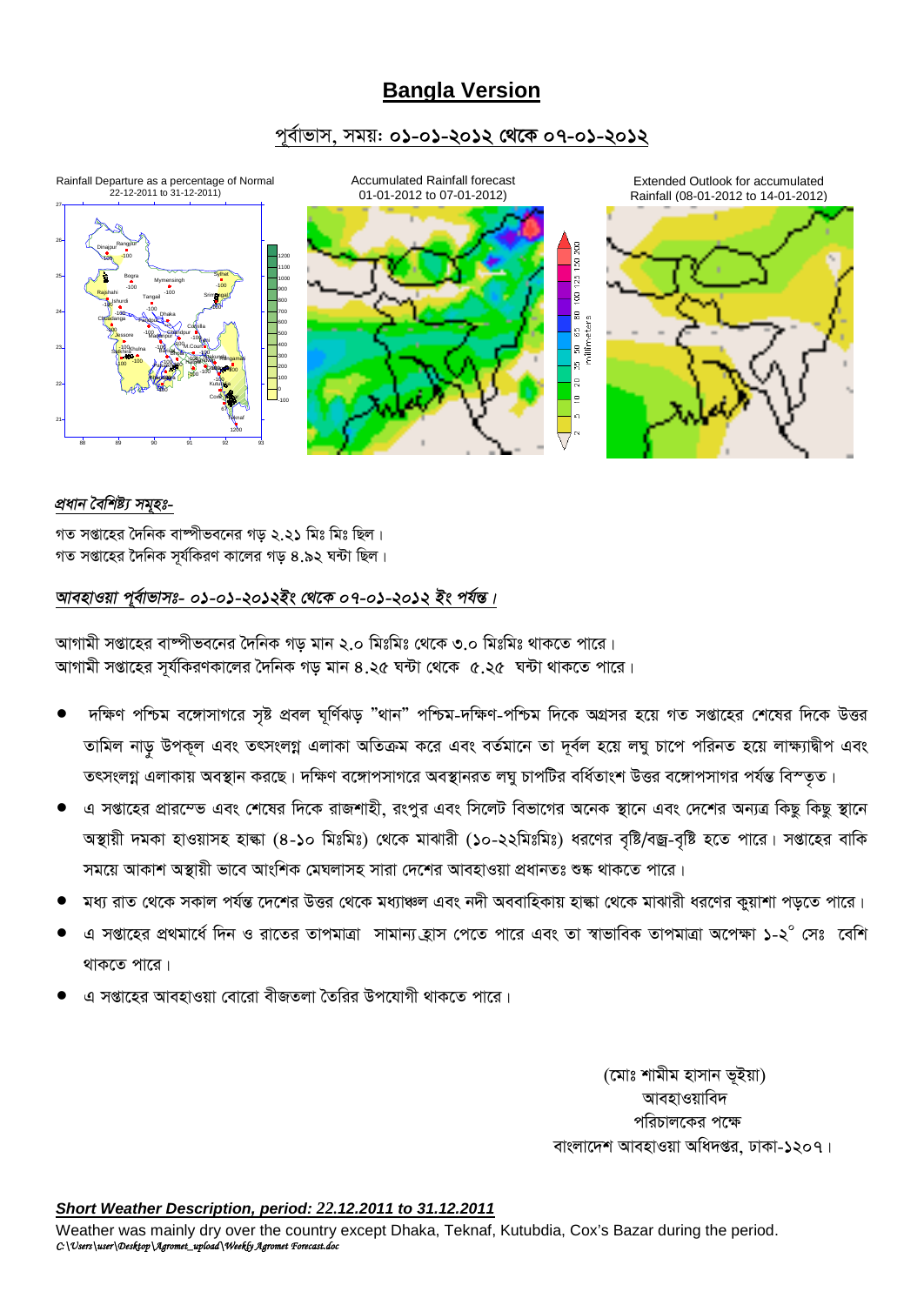# Bangla Version

## পূর্বাভাস, সময়: ০১-০১-২০১২ থেকে ০৭-০১-২০১২

Rainfall Departure as a percentage of Normal 22-12-2011 to 31-12-2011)

Accumulated Rainfall forecast 01-01-2012 to 07-01-2012)

Extended Outlook for accumulated Rainfall (08-01-2012 to 14-01-2012)

*প্রধান বৈশিষ্ট্য সমূহঃ-*

গত সপ্তাহের দৈনিক বাষ্পীভবনের গড় ২.২১ মিঃ মিঃ ছিল।
গত সপ্তাহের দৈনিক সূর্যকিরণ কালের গড় ৪.৯২ ঘন্টা ছিল।

*আবহাওয়া পূর্বাভাসঃ- ০১-০১-২০১২ইং থেকে ০৭-০১-২০১২ ইং পর্যন্ত।*

আগামী সপ্তাহের বাষ্পীভবনের দৈনিক গড় মান ২.০ মিঃমিঃ থেকে ৩.০ মিঃমিঃ থাকতে পারে।
আগামী সপ্তাহের সূর্যকিরণকালের দৈনিক গড় মান ৪.২৫ ঘন্টা থেকে ৫.২৫ ঘন্টা থাকতে পারে।

- দক্ষিণ পশ্চিম বঙ্গোসাগরে সৃষ্ট প্রবল ঘূর্ণিঝড় "থান" পশ্চিম-দক্ষিণ-পশ্চিম দিকে অগ্রসর হয়ে গত সপ্তাহের শেষের দিকে উত্তর তামিল নাড়ু উপকূল এবং তৎসংলগ্ন এলাকা অতিক্রম করে এবং বর্তমানে তা দূর্বল হয়ে লঘু চাপে পরিনত হয়ে লাক্ষ্যাদ্বীপ এবং তৎসংলগ্ন এলাকায় অবস্থান করছে। দক্ষিণ বঙ্গোপসাগরে অবস্থানরত লঘু চাপটির বর্ধিতাংশ উত্তর বঙ্গোপসাগর পর্যন্ত বিস্তৃত।
- এ সপ্তাহের প্রারম্ভে এবং শেষের দিকে রাজশাহী, রংপুর এবং সিলেট বিভাগের অনেক স্থানে এবং দেশের অন্যত্র কিছু কিছু স্থানে অস্থায়ী দমকা হাওয়াসহ হাল্কা (৪-১০ মিঃমিঃ) থেকে মাঝারী (১০-২২মিঃমিঃ) ধরণের বৃষ্টি/বজ্র-বৃষ্টি হতে পারে। সপ্তাহের বাকি সময়ে আকাশ অস্থায়ী ভাবে আংশিক মেঘলাসহ সারা দেশের আবহাওয়া প্রধানতঃ শুষ্ক থাকতে পারে।
- মধ্য রাত থেকে সকাল পর্যন্ত দেশের উত্তর থেকে মধ্যাঞ্চল এবং নদী অববাহিকায় হাল্কা থেকে মাঝারী ধরণের কুয়াশা পড়তে পারে।
- এ সপ্তাহের প্রথমার্ধে দিন ও রাতের তাপমাত্রা সামান্য হ্রাস পেতে পারে এবং তা স্বাভাবিক তাপমাত্রা অপেক্ষা ১-২° সেঃ বেশি থাকতে পারে।
- এ সপ্তাহের আবহাওয়া বোরো বীজতলা তৈরির উপযোগী থাকতে পারে।

(মোঃ শামীম হাসান ভূইয়া)
আবহাওয়াবিদ
পরিচালকের পক্ষে
বাংলাদেশ আবহাওয়া অধিদপ্তর, ঢাকা-১২০৭।

***Short Weather Description, period: 22.12.2011 to 31.12.2011***

Weather was mainly dry over the country except Dhaka, Teknaf, Kutubdia, Cox's Bazar during the period.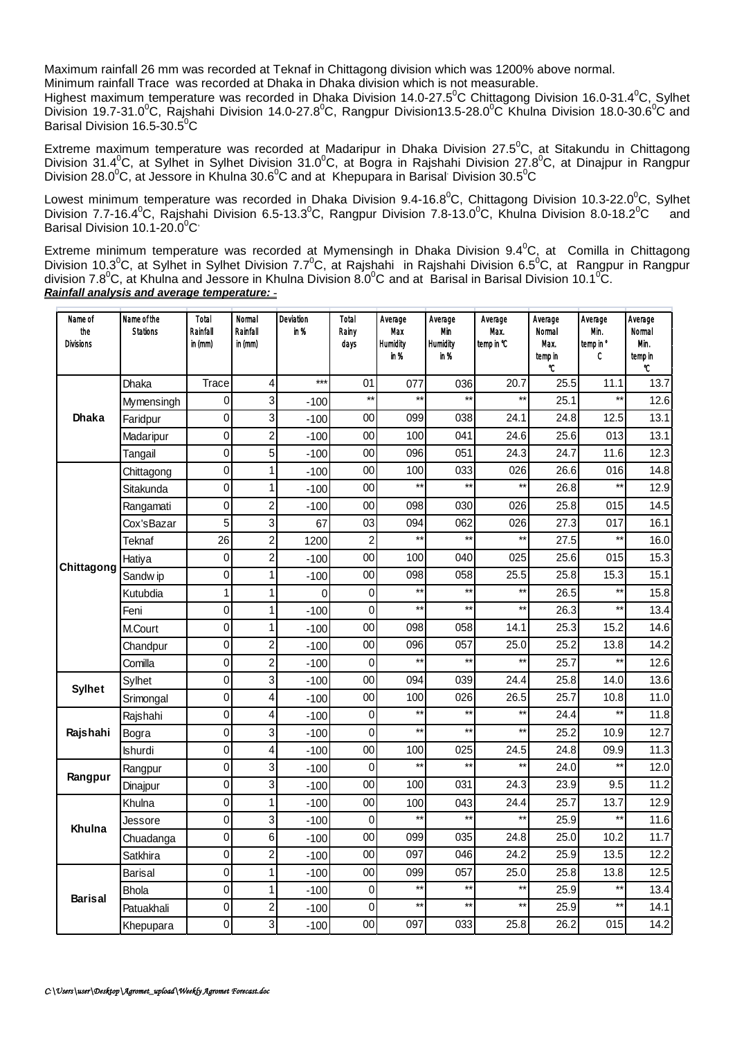Maximum rainfall 26 mm was recorded at Teknaf in Chittagong division which was 1200% above normal.
Minimum rainfall Trace was recorded at Dhaka in Dhaka division which is not measurable.
Highest maximum temperature was recorded in Dhaka Division 14.0-27.5$^0$C Chittagong Division 16.0-31.4$^0$C, Sylhet Division 19.7-31.0$^0$C, Rajshahi Division 14.0-27.8$^0$C, Rangpur Division13.5-28.0$^0$C Khulna Division 18.0-30.6$^0$C and Barisal Division 16.5-30.5$^0$C

Extreme maximum temperature was recorded at Madaripur in Dhaka Division 27.5$^0$C, at Sitakundu in Chittagong Division 31.4$^0$C, at Sylhet in Sylhet Division 31.0$^0$C, at Bogra in Rajshahi Division 27.8$^0$C, at Dinajpur in Rangpur Division 28.0$^0$C, at Jessore in Khulna 30.6$^0$C and at Khepupara in Barisal Division 30.5$^0$C

Lowest minimum temperature was recorded in Dhaka Division 9.4-16.8$^0$C, Chittagong Division 10.3-22.0$^0$C, Sylhet Division 7.7-16.4$^0$C, Rajshahi Division 6.5-13.3$^0$C, Rangpur Division 7.8-13.0$^0$C, Khulna Division 8.0-18.2$^0$C and Barisal Division 10.1-20.0$^0$C.

Extreme minimum temperature was recorded at Mymensingh in Dhaka Division 9.4$^0$C, at Comilla in Chittagong Division 10.3$^0$C, at Sylhet in Sylhet Division 7.7$^0$C, at Rajshahi in Rajshahi Division 6.5$^0$C, at Rangpur in Rangpur division 7.8$^0$C, at Khulna and Jessore in Khulna Division 8.0$^0$C and at Barisal in Barisal Division 10.1$^0$C.

***Rainfall analysis and average temperature: -***

| Name of the Divisions | Name of the Stations | Total Rainfall in (mm) | Normal Rainfall in (mm) | Deviation in % | Total Rainy days | Average Max Humidity in % | Average Min Humidity in % | Average Max. temp in °C | Average Normal Max. temp in °C | Average Min. temp in °C | Average Normal Min. temp in °C |
|---|---|---|---|---|---|---|---|---|---|---|---|
| Dhaka | Dhaka | Trace | 4 | *** | 01 | 077 | 036 | 20.7 | 25.5 | 11.1 | 13.7 |
| | Mymensingh | 0 | 3 | -100 | ** | ** | ** | ** | 25.1 | ** | 12.6 |
| | Faridpur | 0 | 3 | -100 | 00 | 099 | 038 | 24.1 | 24.8 | 12.5 | 13.1 |
| | Madaripur | 0 | 2 | -100 | 00 | 100 | 041 | 24.6 | 25.6 | 013 | 13.1 |
| | Tangail | 0 | 5 | -100 | 00 | 096 | 051 | 24.3 | 24.7 | 11.6 | 12.3 |
| Chittagong | Chittagong | 0 | 1 | -100 | 00 | 100 | 033 | 026 | 26.6 | 016 | 14.8 |
| | Sitakunda | 0 | 1 | -100 | 00 | ** | ** | ** | 26.8 | ** | 12.9 |
| | Rangamati | 0 | 2 | -100 | 00 | 098 | 030 | 026 | 25.8 | 015 | 14.5 |
| | Cox'sBazar | 5 | 3 | 67 | 03 | 094 | 062 | 026 | 27.3 | 017 | 16.1 |
| | Teknaf | 26 | 2 | 1200 | 2 | ** | ** | ** | 27.5 | ** | 16.0 |
| | Hatiya | 0 | 2 | -100 | 00 | 100 | 040 | 025 | 25.6 | 015 | 15.3 |
| | Sandw ip | 0 | 1 | -100 | 00 | 098 | 058 | 25.5 | 25.8 | 15.3 | 15.1 |
| | Kutubdia | 1 | 1 | 0 | 0 | ** | ** | ** | 26.5 | ** | 15.8 |
| | Feni | 0 | 1 | -100 | 0 | ** | ** | ** | 26.3 | ** | 13.4 |
| | M.Court | 0 | 1 | -100 | 00 | 098 | 058 | 14.1 | 25.3 | 15.2 | 14.6 |
| | Chandpur | 0 | 2 | -100 | 00 | 096 | 057 | 25.0 | 25.2 | 13.8 | 14.2 |
| | Comilla | 0 | 2 | -100 | 0 | ** | ** | ** | 25.7 | ** | 12.6 |
| Sylhet | Sylhet | 0 | 3 | -100 | 00 | 094 | 039 | 24.4 | 25.8 | 14.0 | 13.6 |
| | Srimongal | 0 | 4 | -100 | 00 | 100 | 026 | 26.5 | 25.7 | 10.8 | 11.0 |
| Rajshahi | Rajshahi | 0 | 4 | -100 | 0 | ** | ** | ** | 24.4 | ** | 11.8 |
| | Bogra | 0 | 3 | -100 | 0 | ** | ** | ** | 25.2 | 10.9 | 12.7 |
| | Ishurdi | 0 | 4 | -100 | 00 | 100 | 025 | 24.5 | 24.8 | 09.9 | 11.3 |
| Rangpur | Rangpur | 0 | 3 | -100 | 0 | ** | ** | ** | 24.0 | ** | 12.0 |
| | Dinajpur | 0 | 3 | -100 | 00 | 100 | 031 | 24.3 | 23.9 | 9.5 | 11.2 |
| Khulna | Khulna | 0 | 1 | -100 | 00 | 100 | 043 | 24.4 | 25.7 | 13.7 | 12.9 |
| | Jessore | 0 | 3 | -100 | 0 | ** | ** | ** | 25.9 | ** | 11.6 |
| | Chuadanga | 0 | 6 | -100 | 00 | 099 | 035 | 24.8 | 25.0 | 10.2 | 11.7 |
| | Satkhira | 0 | 2 | -100 | 00 | 097 | 046 | 24.2 | 25.9 | 13.5 | 12.2 |
| Barisal | Barisal | 0 | 1 | -100 | 00 | 099 | 057 | 25.0 | 25.8 | 13.8 | 12.5 |
| | Bhola | 0 | 1 | -100 | 0 | ** | ** | ** | 25.9 | ** | 13.4 |
| | Patuakhali | 0 | 2 | -100 | 0 | ** | ** | ** | 25.9 | ** | 14.1 |
| | Khepupara | 0 | 3 | -100 | 00 | 097 | 033 | 25.8 | 26.2 | 015 | 14.2 |

*C:\Users\user\Desktop\Agromet_upload\Weekly Agromet Forecast.doc*